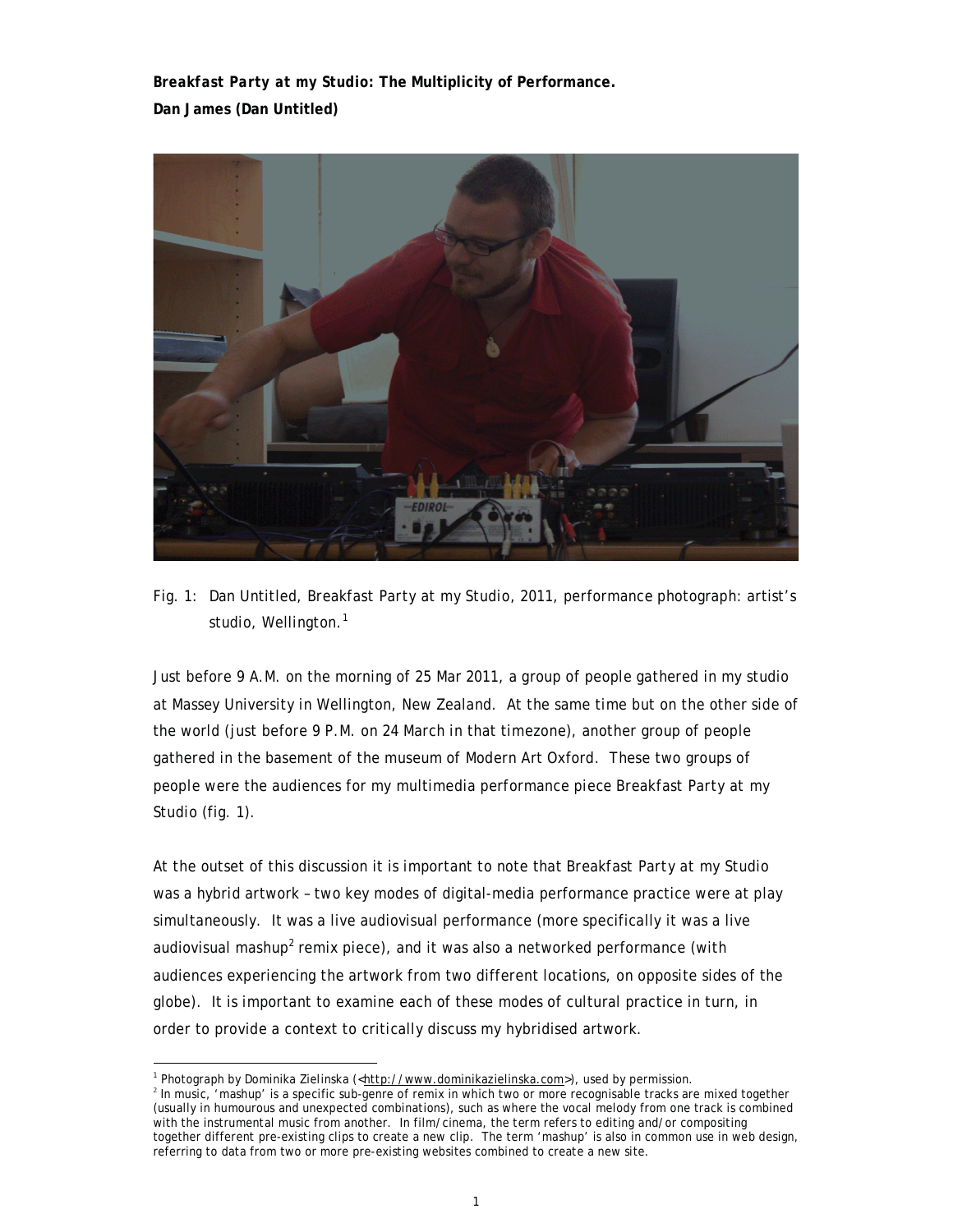***Breakfast Party at my Studio: The Multiplicity of Performance.***

**Dan James (Dan Untitled)**

Fig. 1: Dan Untitled, Breakfast Party at my Studio, 2011, performance photograph: artist's studio, Wellington.[1]

Just before 9 A.M. on the morning of 25 Mar 2011, a group of people gathered in my studio at Massey University in Wellington, New Zealand. At the same time but on the other side of the world (just before 9 P.M. on 24 March in that timezone), another group of people gathered in the basement of the museum of Modern Art Oxford. These two groups of people were the audiences for my multimedia performance piece Breakfast Party at my Studio (fig. 1).

At the outset of this discussion it is important to note that Breakfast Party at my Studio was a hybrid artwork – two key modes of digital-media performance practice were at play simultaneously. It was a live audiovisual performance (more specifically it was a live audiovisual mashup[2] remix piece), and it was also a networked performance (with audiences experiencing the artwork from two different locations, on opposite sides of the globe). It is important to examine each of these modes of cultural practice in turn, in order to provide a context to critically discuss my hybridised artwork.

---

[1] Photograph by Dominika Zielinska (<http://www.dominikazielinska.com>), used by permission.

[2] In music, 'mashup' is a specific sub-genre of remix in which two or more recognisable tracks are mixed together (usually in humourous and unexpected combinations), such as where the vocal melody from one track is combined with the instrumental music from another. In film/cinema, the term refers to editing and/or compositing together different pre-existing clips to create a new clip. The term 'mashup' is also in common use in web design, referring to data from two or more pre-existing websites combined to create a new site.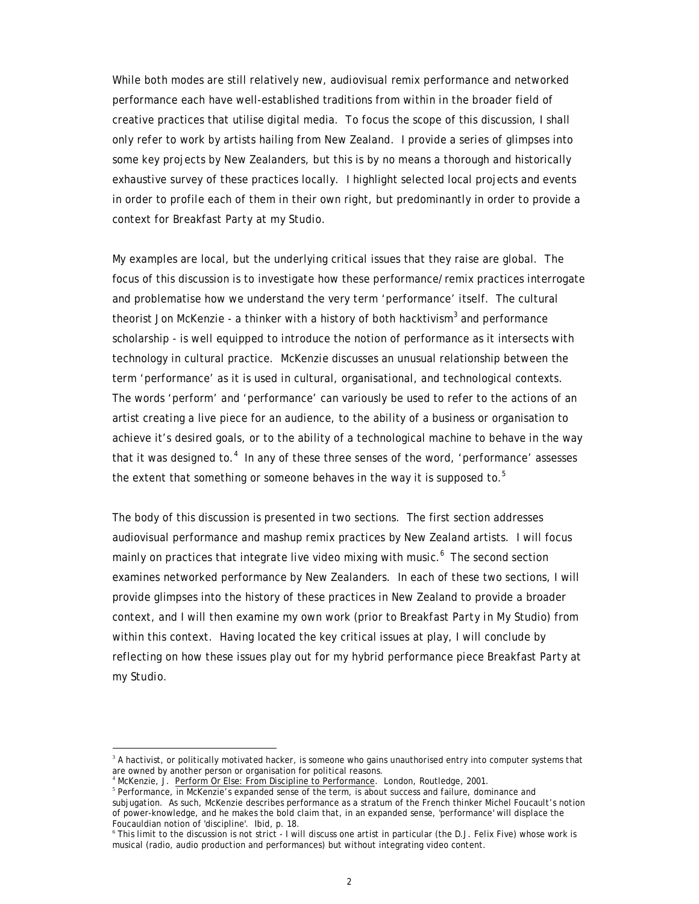While both modes are still relatively new, audiovisual remix performance and networked performance each have well-established traditions from within in the broader field of creative practices that utilise digital media. To focus the scope of this discussion, I shall only refer to work by artists hailing from New Zealand. I provide a series of glimpses into some key projects by New Zealanders, but this is by no means a thorough and historically exhaustive survey of these practices locally. I highlight selected local projects and events in order to profile each of them in their own right, but predominantly in order to provide a context for *Breakfast Party at my Studio*.

My examples are local, but the underlying critical issues that they raise are global. The focus of this discussion is to investigate how these performance/remix practices interrogate and problematise how we understand the very term 'performance' itself. The cultural theorist Jon McKenzie - a thinker with a history of both hacktivism[3] and performance scholarship - is well equipped to introduce the notion of performance as it intersects with technology in cultural practice. McKenzie discusses an unusual relationship between the term 'performance' as it is used in cultural, organisational, and technological contexts. The words 'perform' and 'performance' can variously be used to refer to the actions of an artist creating a live piece for an audience, to the ability of a business or organisation to achieve it's desired goals, or to the ability of a technological machine to behave in the way that it was designed to.[4] In any of these three senses of the word, 'performance' assesses the extent that something or someone behaves in the way it is supposed to.[5]

The body of this discussion is presented in two sections. The first section addresses audiovisual performance and mashup remix practices by New Zealand artists. I will focus mainly on practices that integrate live video mixing with music.[6] The second section examines networked performance by New Zealanders. In each of these two sections, I will provide glimpses into the history of these practices in New Zealand to provide a broader context, and I will then examine my own work (prior to *Breakfast Party in My Studio*) from within this context. Having located the key critical issues at play, I will conclude by reflecting on how these issues play out for my hybrid performance piece *Breakfast Party at my Studio*.

---

[3] A hactivist, or politically motivated hacker, is someone who gains unauthorised entry into computer systems that are owned by another person or organisation for political reasons.

[4] McKenzie, J. Perform Or Else: From Discipline to Performance. London, Routledge, 2001.

[5] Performance, in McKenzie's expanded sense of the term, is about success and failure, dominance and subjugation. As such, McKenzie describes performance as a stratum of the French thinker Michel Foucault's notion of power-knowledge, and he makes the bold claim that, in an expanded sense, 'performance' will displace the Foucauldian notion of 'discipline'. Ibid, p. 18.

[6] This limit to the discussion is not strict - I will discuss one artist in particular (the D.J. Felix Five) whose work is musical (radio, audio production and performances) but without integrating video content.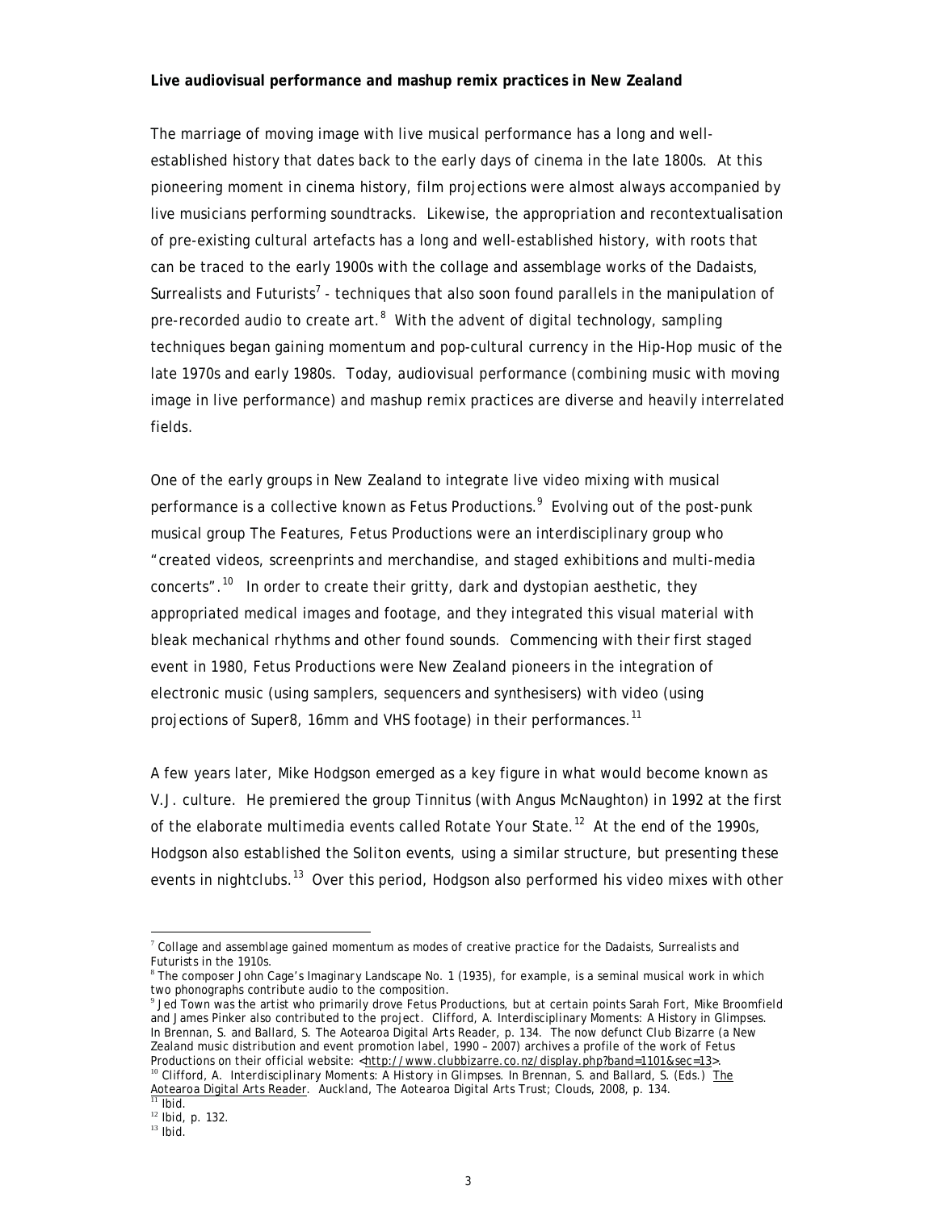**Live audiovisual performance and mashup remix practices in New Zealand**

The marriage of moving image with live musical performance has a long and well-established history that dates back to the early days of cinema in the late 1800s. At this pioneering moment in cinema history, film projections were almost always accompanied by live musicians performing soundtracks. Likewise, the appropriation and recontextualisation of pre-existing cultural artefacts has a long and well-established history, with roots that can be traced to the early 1900s with the collage and assemblage works of the Dadaists, Surrealists and Futurists[7] - techniques that also soon found parallels in the manipulation of pre-recorded audio to create art.[8] With the advent of digital technology, sampling techniques began gaining momentum and pop-cultural currency in the Hip-Hop music of the late 1970s and early 1980s. Today, audiovisual performance (combining music with moving image in live performance) and mashup remix practices are diverse and heavily interrelated fields.

One of the early groups in New Zealand to integrate live video mixing with musical performance is a collective known as Fetus Productions.[9] Evolving out of the post-punk musical group The Features, Fetus Productions were an interdisciplinary group who "created videos, screenprints and merchandise, and staged exhibitions and multi-media concerts".[10] In order to create their gritty, dark and dystopian aesthetic, they appropriated medical images and footage, and they integrated this visual material with bleak mechanical rhythms and other found sounds. Commencing with their first staged event in 1980, Fetus Productions were New Zealand pioneers in the integration of electronic music (using samplers, sequencers and synthesisers) with video (using projections of Super8, 16mm and VHS footage) in their performances.[11]

A few years later, Mike Hodgson emerged as a key figure in what would become known as V.J. culture. He premiered the group Tinnitus (with Angus McNaughton) in 1992 at the first of the elaborate multimedia events called *Rotate Your State*.[12] At the end of the 1990s, Hodgson also established the *Soliton* events, using a similar structure, but presenting these events in nightclubs.[13] Over this period, Hodgson also performed his video mixes with other

---

[7] Collage and assemblage gained momentum as modes of creative practice for the Dadaists, Surrealists and Futurists in the 1910s.

[8] The composer John Cage's Imaginary Landscape No. 1 (1935), for example, is a seminal musical work in which two phonographs contribute audio to the composition.

[9] Jed Town was the artist who primarily drove Fetus Productions, but at certain points Sarah Fort, Mike Broomfield and James Pinker also contributed to the project. Clifford, A. Interdisciplinary Moments: A History in Glimpses. In Brennan, S. and Ballard, S. The Aotearoa Digital Arts Reader, p. 134. The now defunct Club Bizarre (a New Zealand music distribution and event promotion label, 1990 – 2007) archives a profile of the work of Fetus Productions on their official website: <http://www.clubbizarre.co.nz/display.php?band=1101&sec=13>.

[10] Clifford, A. Interdisciplinary Moments: A History in Glimpses. In Brennan, S. and Ballard, S. (Eds.) The Aotearoa Digital Arts Reader. Auckland, The Aotearoa Digital Arts Trust; Clouds, 2008, p. 134.

[11] Ibid.

[12] Ibid, p. 132.

[13] Ibid.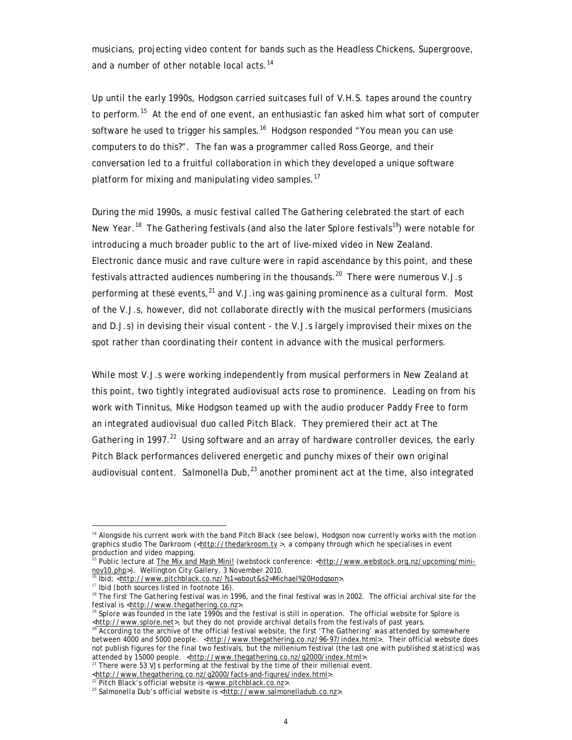musicians, projecting video content for bands such as the Headless Chickens, Supergroove, and a number of other notable local acts.[14]

Up until the early 1990s, Hodgson carried suitcases full of V.H.S. tapes around the country to perform.[15] At the end of one event, an enthusiastic fan asked him what sort of computer software he used to trigger his samples.[16] Hodgson responded "You mean you can use computers to do this?". The fan was a programmer called Ross George, and their conversation led to a fruitful collaboration in which they developed a unique software platform for mixing and manipulating video samples.[17]

During the mid 1990s, a music festival called The Gathering celebrated the start of each New Year.[18] The Gathering festivals (and also the later Splore festivals[19]) were notable for introducing a much broader public to the art of live-mixed video in New Zealand. Electronic dance music and rave culture were in rapid ascendance by this point, and these festivals attracted audiences numbering in the thousands.[20] There were numerous V.J.s performing at these events,[21] and V.J.ing was gaining prominence as a cultural form. Most of the V.J.s, however, did not collaborate directly with the musical performers (musicians and D.J.s) in devising their visual content - the V.J.s largely improvised their mixes on the spot rather than coordinating their content in advance with the musical performers.

While most V.J.s were working independently from musical performers in New Zealand at this point, two tightly integrated audiovisual acts rose to prominence. Leading on from his work with Tinnitus, Mike Hodgson teamed up with the audio producer Paddy Free to form an integrated audiovisual duo called Pitch Black. They premiered their act at The Gathering in 1997.[22] Using software and an array of hardware controller devices, the early Pitch Black performances delivered energetic and punchy mixes of their own original audiovisual content. Salmonella Dub,[23] another prominent act at the time, also integrated

---

[14] Alongside his current work with the band Pitch Black (see below), Hodgson now currently works with the motion graphics studio The Darkroom (<http://thedarkroom.tv >, a company through which he specialises in event production and video mapping.

[15] Public lecture at The Mix and Mash Mini! (webstock conference: <http://www.webstock.org.nz/upcoming/mini-nov10.php>). Wellington City Gallery, 3 November 2010.

[16] Ibid; <http://www.pitchblack.co.nz/?s1=about&s2=Michael%20Hodgson>.

[17] Ibid (both sources listed in footnote 16).

[18] The first The Gathering festival was in 1996, and the final festival was in 2002. The official archival site for the festival is <http://www.thegathering.co.nz>.

[19] Splore was founded in the late 1990s and the festival is still in operation. The official website for Splore is <http://www.splore.net>, but they do not provide archival details from the festivals of past years.

[20] According to the archive of the official festival website, the first 'The Gathering' was attended by somewhere between 4000 and 5000 people. <http://www.thegathering.co.nz/96-97/index.html>. Their official website does not publish figures for the final two festivals, but the millenium festival (the last one with published statistics) was attended by 15000 people. <http://www.thegathering.co.nz/g2000/index.html>.

[21] There were 53 VJs performing at the festival by the time of their millenial event. <http://www.thegathering.co.nz/g2000/facts-and-figures/index.html>.

[22] Pitch Black's official website is <www.pitchblack.co.nz>.

[23] Salmonella Dub's official website is <http://www.salmonelladub.co.nz>.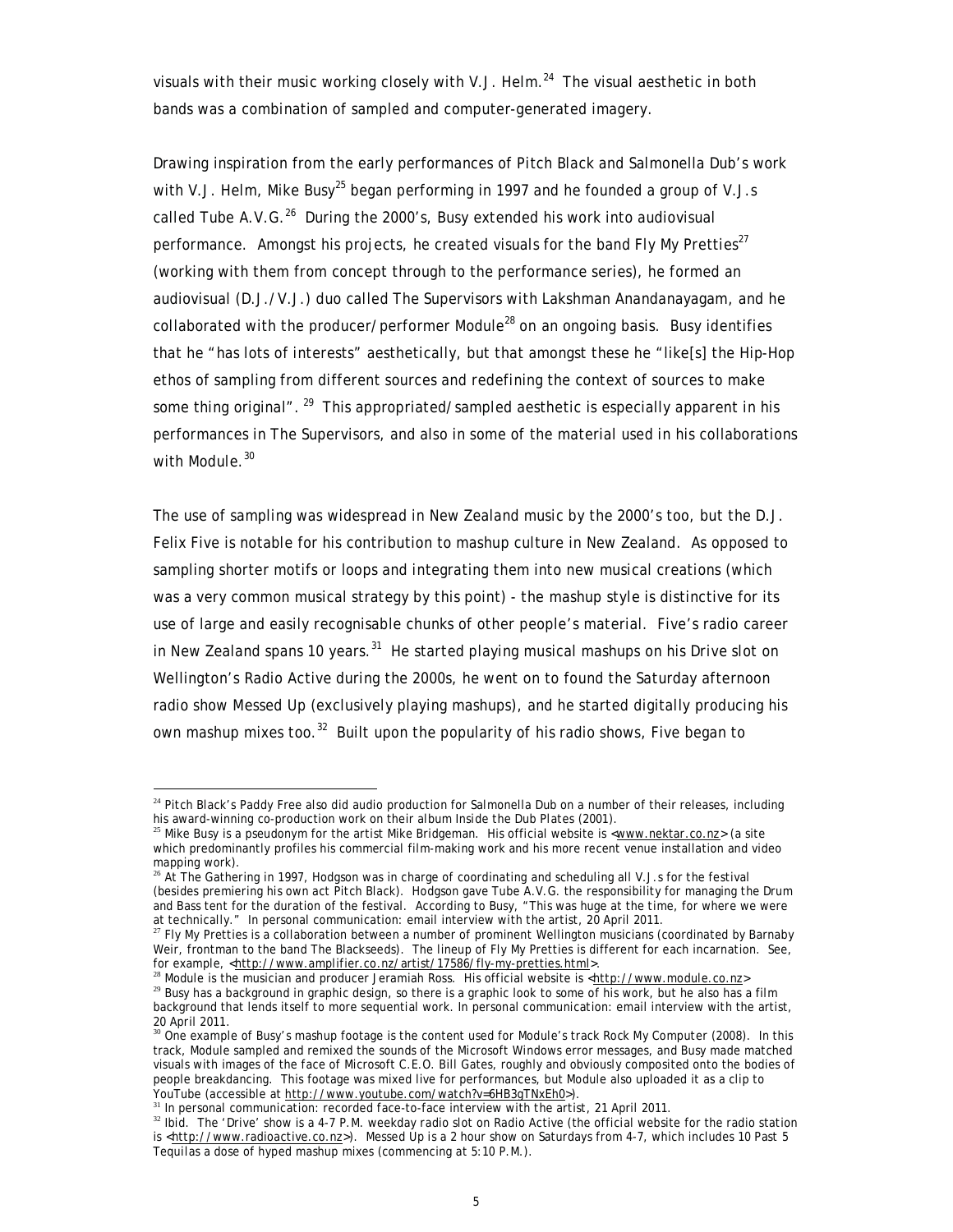visuals with their music working closely with V.J. Helm.[24] The visual aesthetic in both bands was a combination of sampled and computer-generated imagery.

Drawing inspiration from the early performances of Pitch Black and Salmonella Dub's work with V.J. Helm, Mike Busy[25] began performing in 1997 and he founded a group of V.J.s called Tube A.V.G.[26] During the 2000's, Busy extended his work into audiovisual performance. Amongst his projects, he created visuals for the band Fly My Pretties[27] (working with them from concept through to the performance series), he formed an audiovisual (D.J./V.J.) duo called The Supervisors with Lakshman Anandanayagam, and he collaborated with the producer/performer Module[28] on an ongoing basis. Busy identifies that he "has lots of interests" aesthetically, but that amongst these he "like[s] the Hip-Hop ethos of sampling from different sources and redefining the context of sources to make some thing original".[29] This appropriated/sampled aesthetic is especially apparent in his performances in The Supervisors, and also in some of the material used in his collaborations with Module.[30]

The use of sampling was widespread in New Zealand music by the 2000's too, but the D.J. Felix Five is notable for his contribution to mashup culture in New Zealand. As opposed to sampling shorter motifs or loops and integrating them into new musical creations (which was a very common musical strategy by this point) - the mashup style is distinctive for its use of large and easily recognisable chunks of other people's material. Five's radio career in New Zealand spans 10 years.[31] He started playing musical mashups on his Drive slot on Wellington's Radio Active during the 2000s, he went on to found the Saturday afternoon radio show Messed Up (exclusively playing mashups), and he started digitally producing his own mashup mixes too.[32] Built upon the popularity of his radio shows, Five began to

---

[24] Pitch Black's Paddy Free also did audio production for Salmonella Dub on a number of their releases, including his award-winning co-production work on their album Inside the Dub Plates (2001).

[25] Mike Busy is a pseudonym for the artist Mike Bridgeman. His official website is <www.nektar.co.nz> (a site which predominantly profiles his commercial film-making work and his more recent venue installation and video mapping work).

[26] At The Gathering in 1997, Hodgson was in charge of coordinating and scheduling all V.J.s for the festival (besides premiering his own act Pitch Black). Hodgson gave Tube A.V.G. the responsibility for managing the Drum and Bass tent for the duration of the festival. According to Busy, "This was huge at the time, for where we were at technically." In personal communication: email interview with the artist, 20 April 2011.

[27] Fly My Pretties is a collaboration between a number of prominent Wellington musicians (coordinated by Barnaby Weir, frontman to the band The Blackseeds). The lineup of Fly My Pretties is different for each incarnation. See, for example, <http://www.amplifier.co.nz/artist/17586/fly-my-pretties.html>.

[28] Module is the musician and producer Jeramiah Ross. His official website is <http://www.module.co.nz>

[29] Busy has a background in graphic design, so there is a graphic look to some of his work, but he also has a film background that lends itself to more sequential work. In personal communication: email interview with the artist, 20 April 2011.

[30] One example of Busy's mashup footage is the content used for Module's track Rock My Computer (2008). In this track, Module sampled and remixed the sounds of the Microsoft Windows error messages, and Busy made matched visuals with images of the face of Microsoft C.E.O. Bill Gates, roughly and obviously composited onto the bodies of people breakdancing. This footage was mixed live for performances, but Module also uploaded it as a clip to YouTube (accessible at http://www.youtube.com/watch?v=6HB3gTNxEh0>).

[31] In personal communication: recorded face-to-face interview with the artist, 21 April 2011.

[32] Ibid. The 'Drive' show is a 4-7 P.M. weekday radio slot on Radio Active (the official website for the radio station is <http://www.radioactive.co.nz>). Messed Up is a 2 hour show on Saturdays from 4-7, which includes 10 Past 5 Tequilas a dose of hyped mashup mixes (commencing at 5:10 P.M.).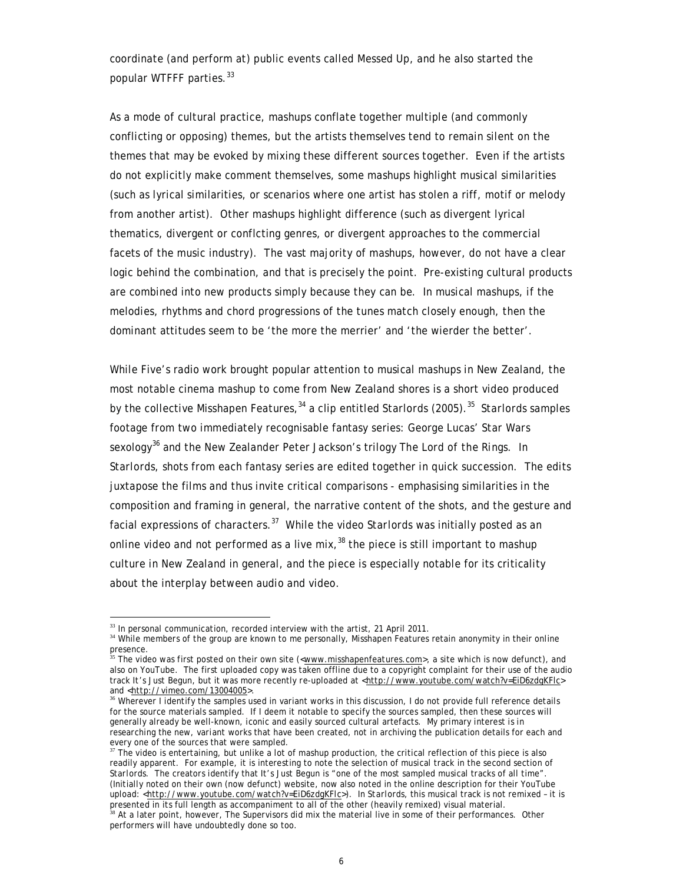coordinate (and perform at) public events called Messed Up, and he also started the popular WTFFF parties.[33]

As a mode of cultural practice, mashups conflate together multiple (and commonly conflicting or opposing) themes, but the artists themselves tend to remain silent on the themes that may be evoked by mixing these different sources together. Even if the artists do not explicitly make comment themselves, some mashups highlight musical similarities (such as lyrical similarities, or scenarios where one artist has stolen a riff, motif or melody from another artist). Other mashups highlight difference (such as divergent lyrical thematics, divergent or conflcting genres, or divergent approaches to the commercial facets of the music industry). The vast majority of mashups, however, do not have a clear logic behind the combination, and that is precisely the point. Pre-existing cultural products are combined into new products simply because they can be. In musical mashups, if the melodies, rhythms and chord progressions of the tunes match closely enough, then the dominant attitudes seem to be 'the more the merrier' and 'the wierder the better'.

While Five's radio work brought popular attention to musical mashups in New Zealand, the most notable cinema mashup to come from New Zealand shores is a short video produced by the collective Misshapen Features,[34] a clip entitled *Starlords* (2005).[35] *Starlords* samples footage from two immediately recognisable fantasy series: George Lucas' *Star Wars* sexology[36] and the New Zealander Peter Jackson's trilogy *The Lord of the Rings*. In *Starlords*, shots from each fantasy series are edited together in quick succession. The edits juxtapose the films and thus invite critical comparisons - emphasising similarities in the composition and framing in general, the narrative content of the shots, and the gesture and facial expressions of characters.[37] While the video *Starlords* was initially posted as an online video and not performed as a live mix,[38] the piece is still important to mashup culture in New Zealand in general, and the piece is especially notable for its criticality about the interplay between audio and video.

---

[33] In personal communication, recorded interview with the artist, 21 April 2011.

[34] While members of the group are known to me personally, Misshapen Features retain anonymity in their online presence.

[35] The video was first posted on their own site (<www.misshapenfeatures.com>, a site which is now defunct), and also on YouTube. The first uploaded copy was taken offline due to a copyright complaint for their use of the audio track *It's Just Begun*, but it was more recently re-uploaded at <http://www.youtube.com/watch?v=EiD6zdgKFlc> and <http://vimeo.com/13004005>.

[36] Wherever I identify the samples used in variant works in this discussion, I do not provide full reference details for the source materials sampled. If I deem it notable to specify the sources sampled, then these sources will generally already be well-known, iconic and easily sourced cultural artefacts. My primary interest is in researching the new, variant works that have been created, not in archiving the publication details for each and every one of the sources that were sampled.

[37] The video is entertaining, but unlike a lot of mashup production, the critical reflection of this piece is also readily apparent. For example, it is interesting to note the selection of musical track in the second section of *Starlords*. The creators identify that *It's Just Begun* is "one of the most sampled musical tracks of all time". (Initially noted on their own (now defunct) website, now also noted in the online description for their YouTube upload: <http://www.youtube.com/watch?v=EiD6zdgKFlc>). In *Starlords*, this musical track is not remixed – it is presented in its full length as accompaniment to all of the other (heavily remixed) visual material.

[38] At a later point, however, The Supervisors did mix the material live in some of their performances. Other performers will have undoubtedly done so too.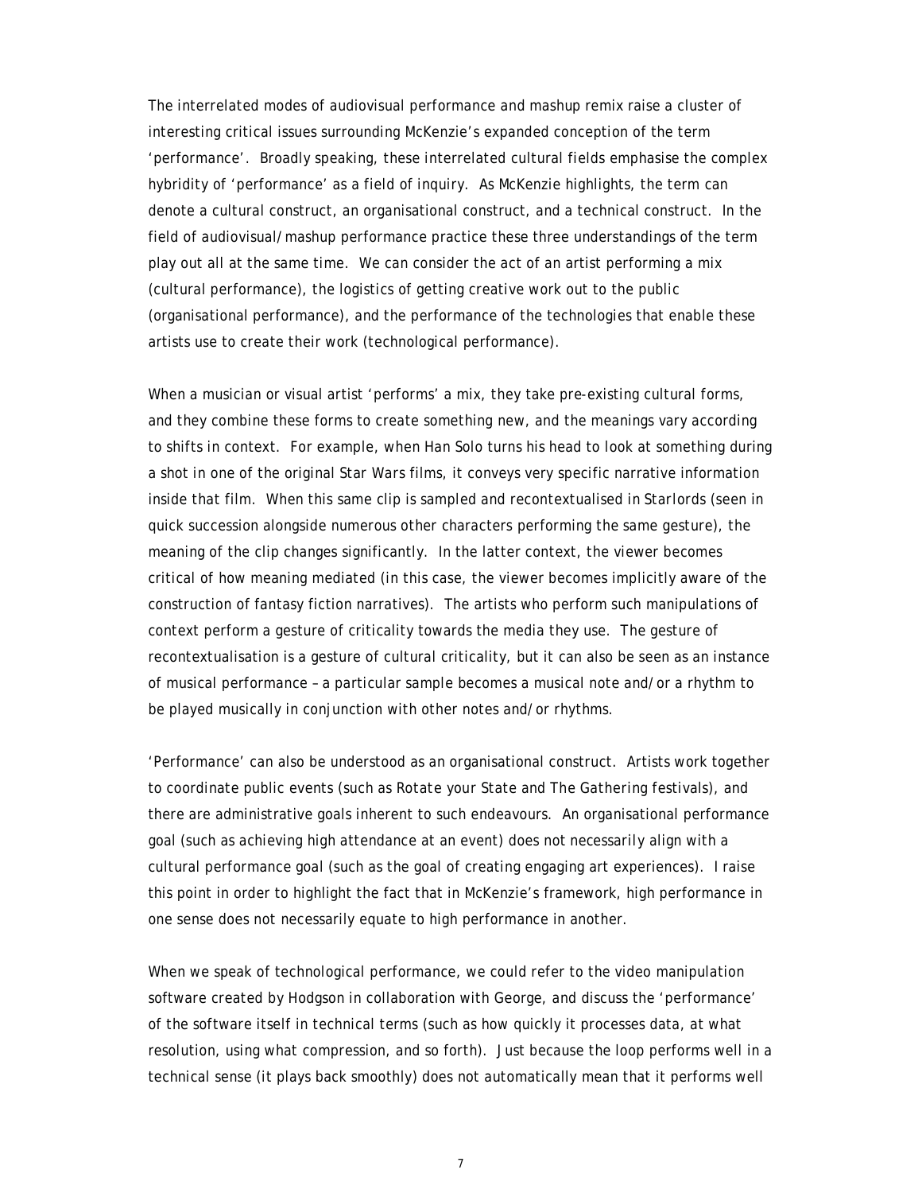The interrelated modes of audiovisual performance and mashup remix raise a cluster of interesting critical issues surrounding McKenzie's expanded conception of the term 'performance'. Broadly speaking, these interrelated cultural fields emphasise the complex hybridity of 'performance' as a field of inquiry. As McKenzie highlights, the term can denote a cultural construct, an organisational construct, and a technical construct. In the field of audiovisual/mashup performance practice these three understandings of the term play out all at the same time. We can consider the act of an artist performing a mix (cultural performance), the logistics of getting creative work out to the public (organisational performance), and the performance of the technologies that enable these artists use to create their work (technological performance).

When a musician or visual artist 'performs' a mix, they take pre-existing cultural forms, and they combine these forms to create something new, and the meanings vary according to shifts in context. For example, when Han Solo turns his head to look at something during a shot in one of the original Star Wars films, it conveys very specific narrative information inside that film. When this same clip is sampled and recontextualised in *Starlords* (seen in quick succession alongside numerous other characters performing the same gesture), the meaning of the clip changes significantly. In the latter context, the viewer becomes critical of how meaning mediated (in this case, the viewer becomes implicitly aware of the construction of fantasy fiction narratives). The artists who perform such manipulations of context perform a gesture of criticality towards the media they use. The gesture of recontextualisation is a gesture of cultural criticality, but it can also be seen as an instance of musical performance – a particular sample becomes a musical note and/or a rhythm to be played musically in conjunction with other notes and/or rhythms.

'Performance' can also be understood as an organisational construct. Artists work together to coordinate public events (such as Rotate your State and The Gathering festivals), and there are administrative goals inherent to such endeavours. An organisational performance goal (such as achieving high attendance at an event) does not necessarily align with a cultural performance goal (such as the goal of creating engaging art experiences). I raise this point in order to highlight the fact that in McKenzie's framework, high performance in one sense does not necessarily equate to high performance in another.

When we speak of technological performance, we could refer to the video manipulation software created by Hodgson in collaboration with George, and discuss the 'performance' of the software itself in technical terms (such as how quickly it processes data, at what resolution, using what compression, and so forth). Just because the loop performs well in a technical sense (it plays back smoothly) does not automatically mean that it performs well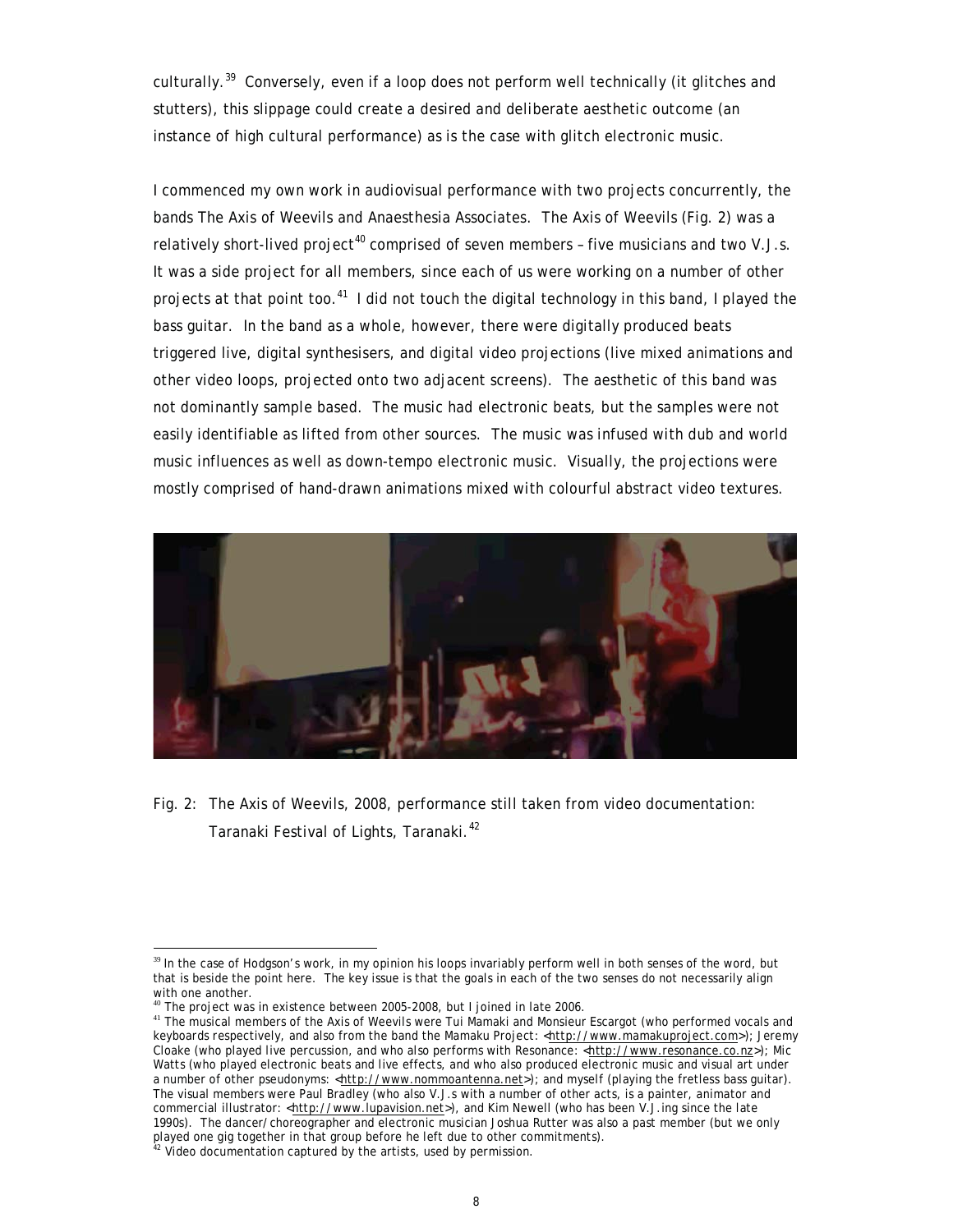culturally.[39] Conversely, even if a loop does not perform well technically (it glitches and stutters), this slippage could create a desired and deliberate aesthetic outcome (an instance of high cultural performance) as is the case with glitch electronic music.

I commenced my own work in audiovisual performance with two projects concurrently, the bands The Axis of Weevils and Anaesthesia Associates. The Axis of Weevils (Fig. 2) was a relatively short-lived project[40] comprised of seven members – five musicians and two V.J.s. It was a side project for all members, since each of us were working on a number of other projects at that point too.[41] I did not touch the digital technology in this band, I played the bass guitar. In the band as a whole, however, there were digitally produced beats triggered live, digital synthesisers, and digital video projections (live mixed animations and other video loops, projected onto two adjacent screens). The aesthetic of this band was not dominantly sample based. The music had electronic beats, but the samples were not easily identifiable as lifted from other sources. The music was infused with dub and world music influences as well as down-tempo electronic music. Visually, the projections were mostly comprised of hand-drawn animations mixed with colourful abstract video textures.

Fig. 2: The Axis of Weevils, 2008, performance still taken from video documentation: Taranaki Festival of Lights, Taranaki.[42]

---

[39] In the case of Hodgson's work, in my opinion his loops invariably perform well in both senses of the word, but that is beside the point here. The key issue is that the goals in each of the two senses do not necessarily align with one another.

[40] The project was in existence between 2005-2008, but I joined in late 2006.

[41] The musical members of the Axis of Weevils were Tui Mamaki and Monsieur Escargot (who performed vocals and keyboards respectively, and also from the band the Mamaku Project: <http://www.mamakuproject.com>); Jeremy Cloake (who played live percussion, and who also performs with Resonance: <http://www.resonance.co.nz>); Mic Watts (who played electronic beats and live effects, and who also produced electronic music and visual art under a number of other pseudonyms: <http://www.nommoantenna.net>); and myself (playing the fretless bass guitar). The visual members were Paul Bradley (who also V.J.s with a number of other acts, is a painter, animator and commercial illustrator: <http://www.lupavision.net>), and Kim Newell (who has been V.J.ing since the late 1990s). The dancer/choreographer and electronic musician Joshua Rutter was also a past member (but we only played one gig together in that group before he left due to other commitments).

[42] Video documentation captured by the artists, used by permission.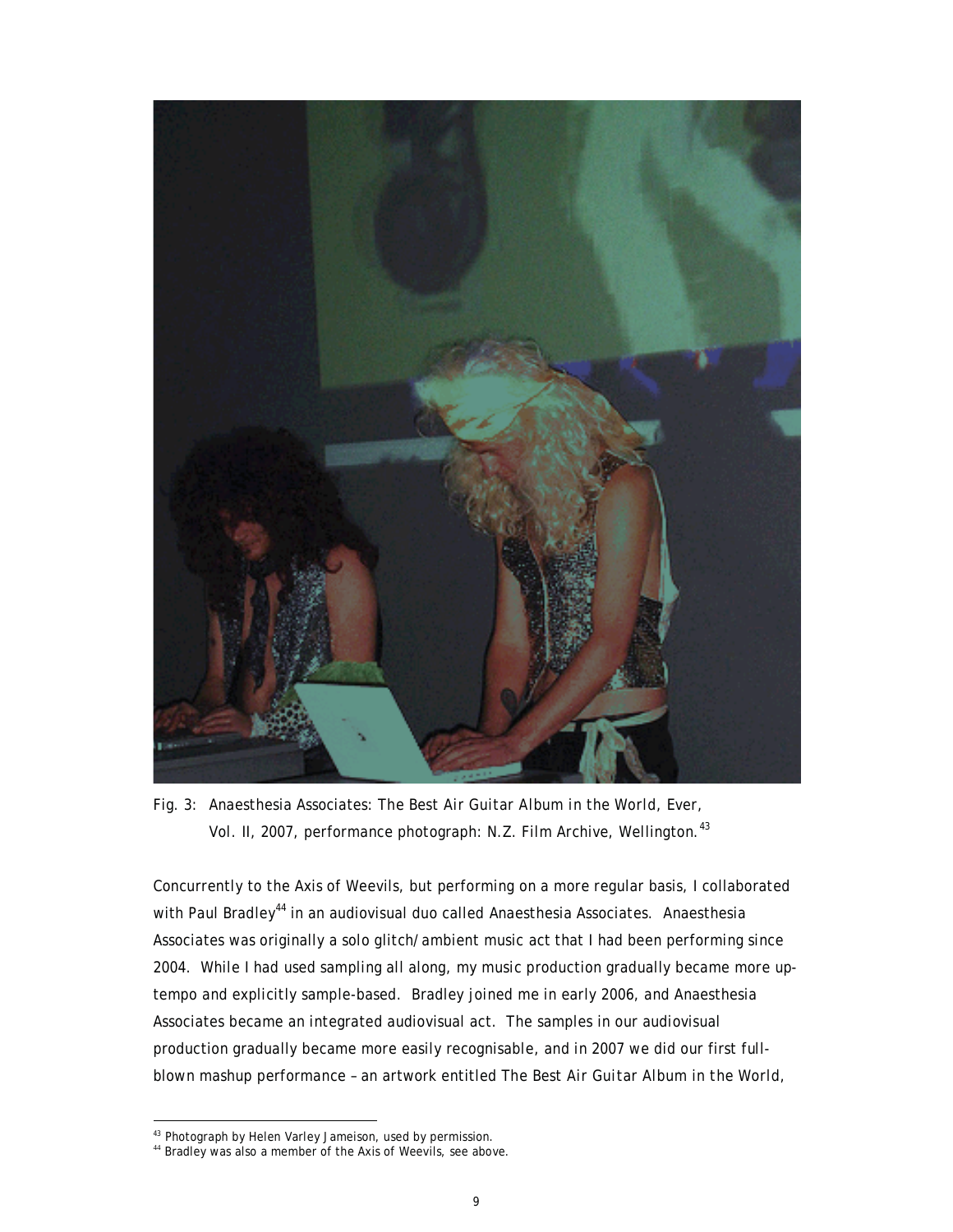Fig. 3: Anaesthesia Associates: *The Best Air Guitar Album in the World, Ever, Vol. II*, 2007, performance photograph: N.Z. Film Archive, Wellington.[43]

Concurrently to the Axis of Weevils, but performing on a more regular basis, I collaborated with Paul Bradley[44] in an audiovisual duo called Anaesthesia Associates. Anaesthesia Associates was originally a solo glitch/ambient music act that I had been performing since 2004. While I had used sampling all along, my music production gradually became more up-tempo and explicitly sample-based. Bradley joined me in early 2006, and Anaesthesia Associates became an integrated audiovisual act. The samples in our audiovisual production gradually became more easily recognisable, and in 2007 we did our first full-blown mashup performance – an artwork entitled *The Best Air Guitar Album in the World,*

---

[43] Photograph by Helen Varley Jameison, used by permission.

[44] Bradley was also a member of the Axis of Weevils, see above.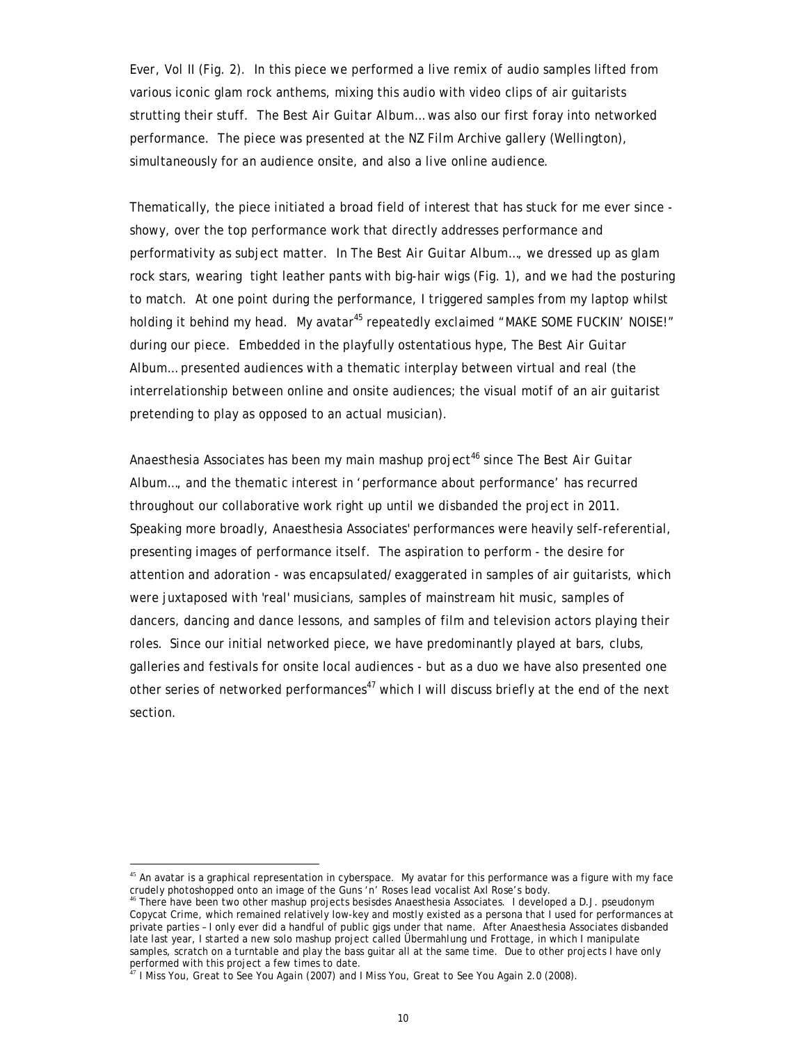*Ever, Vol II* (Fig. 2). In this piece we performed a live remix of audio samples lifted from various iconic glam rock anthems, mixing this audio with video clips of air guitarists strutting their stuff. *The Best Air Guitar Album…* was also our first foray into networked performance. The piece was presented at the NZ Film Archive gallery (Wellington), simultaneously for an audience onsite, and also a live online audience.

Thematically, the piece initiated a broad field of interest that has stuck for me ever since - showy, over the top performance work that directly addresses performance and performativity as subject matter. In *The Best Air Guitar Album…*, we dressed up as glam rock stars, wearing tight leather pants with big-hair wigs (Fig. 1), and we had the posturing to match. At one point during the performance, I triggered samples from my laptop whilst holding it behind my head. My avatar[45] repeatedly exclaimed "MAKE SOME FUCKIN' NOISE!" during our piece. Embedded in the playfully ostentatious hype, *The Best Air Guitar Album…* presented audiences with a thematic interplay between virtual and real (the interrelationship between online and onsite audiences; the visual motif of an air guitarist pretending to play as opposed to an actual musician).

Anaesthesia Associates has been my main mashup project[46] since *The Best Air Guitar Album…*, and the thematic interest in 'performance about performance' has recurred throughout our collaborative work right up until we disbanded the project in 2011. Speaking more broadly, Anaesthesia Associates' performances were heavily self-referential, presenting images of performance itself. The aspiration to perform - the desire for attention and adoration - was encapsulated/exaggerated in samples of air guitarists, which were juxtaposed with 'real' musicians, samples of mainstream hit music, samples of dancers, dancing and dance lessons, and samples of film and television actors playing their roles. Since our initial networked piece, we have predominantly played at bars, clubs, galleries and festivals for onsite local audiences - but as a duo we have also presented one other series of networked performances[47] which I will discuss briefly at the end of the next section.

---

[45] An avatar is a graphical representation in cyberspace. My avatar for this performance was a figure with my face crudely photoshopped onto an image of the Guns 'n' Roses lead vocalist Axl Rose's body.

[46] There have been two other mashup projects besisdes Anaesthesia Associates. I developed a D.J. pseudonym Copycat Crime, which remained relatively low-key and mostly existed as a persona that I used for performances at private parties – I only ever did a handful of public gigs under that name. After Anaesthesia Associates disbanded late last year, I started a new solo mashup project called Übermahlung und Frottage, in which I manipulate samples, scratch on a turntable and play the bass guitar all at the same time. Due to other projects I have only performed with this project a few times to date.

[47] *I Miss You, Great to See You Again* (2007) and *I Miss You, Great to See You Again 2.0* (2008).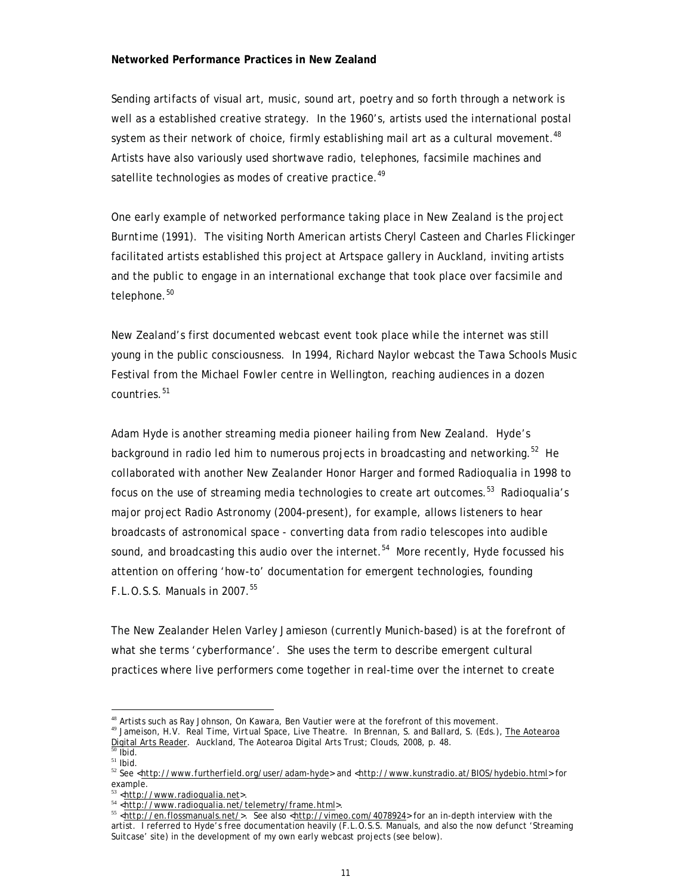**Networked Performance Practices in New Zealand**

Sending artifacts of visual art, music, sound art, poetry and so forth through a network is well as a established creative strategy. In the 1960's, artists used the international postal system as their network of choice, firmly establishing mail art as a cultural movement.[48] Artists have also variously used shortwave radio, telephones, facsimile machines and satellite technologies as modes of creative practice.[49]

One early example of networked performance taking place in New Zealand is the project *Burntime* (1991). The visiting North American artists Cheryl Casteen and Charles Flickinger facilitated artists established this project at Artspace gallery in Auckland, inviting artists and the public to engage in an international exchange that took place over facsimile and telephone.[50]

New Zealand's first documented webcast event took place while the internet was still young in the public consciousness. In 1994, Richard Naylor webcast the Tawa Schools Music Festival from the Michael Fowler centre in Wellington, reaching audiences in a dozen countries.[51]

Adam Hyde is another streaming media pioneer hailing from New Zealand. Hyde's background in radio led him to numerous projects in broadcasting and networking.[52] He collaborated with another New Zealander Honor Harger and formed Radioqualia in 1998 to focus on the use of streaming media technologies to create art outcomes.[53] Radioqualia's major project Radio Astronomy (2004-present), for example, allows listeners to hear broadcasts of astronomical space - converting data from radio telescopes into audible sound, and broadcasting this audio over the internet.[54] More recently, Hyde focussed his attention on offering 'how-to' documentation for emergent technologies, founding F.L.O.S.S. Manuals in 2007.[55]

The New Zealander Helen Varley Jamieson (currently Munich-based) is at the forefront of what she terms 'cyberformance'. She uses the term to describe emergent cultural practices where live performers come together in real-time over the internet to create

---

48 Artists such as Ray Johnson, On Kawara, Ben Vautier were at the forefront of this movement.

49 Jameison, H.V. Real Time, Virtual Space, Live Theatre. In Brennan, S. and Ballard, S. (Eds.), The Aotearoa Digital Arts Reader. Auckland, The Aotearoa Digital Arts Trust; Clouds, 2008, p. 48.

50 Ibid.

51 Ibid.

52 See <http://www.furtherfield.org/user/adam-hyde> and <http://www.kunstradio.at/BIOS/hydebio.html> for example.

53 <http://www.radioqualia.net>.

54 <http://www.radioqualia.net/telemetry/frame.html>.

55 <http://en.flossmanuals.net/>. See also <http://vimeo.com/4078924> for an in-depth interview with the artist. I referred to Hyde's free documentation heavily (F.L.O.S.S. Manuals, and also the now defunct 'Streaming Suitcase' site) in the development of my own early webcast projects (see below).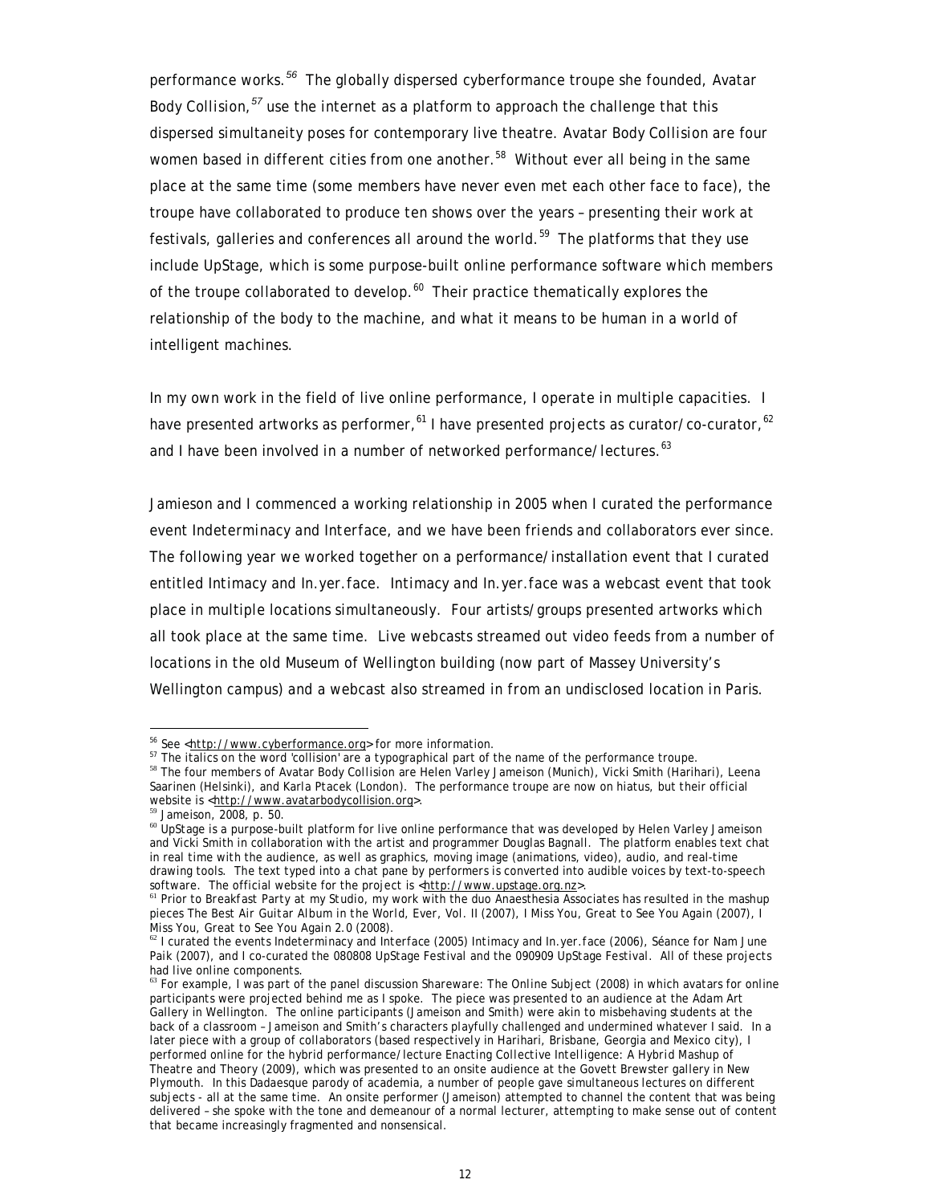performance works.[56] The globally dispersed cyberformance troupe she founded, Avatar Body *Collision*,[57] use the internet as a platform to approach the challenge that this dispersed simultaneity poses for contemporary live theatre. Avatar Body *Collision* are four women based in different cities from one another.[58] Without ever all being in the same place at the same time (some members have never even met each other face to face), the troupe have collaborated to produce ten shows over the years – presenting their work at festivals, galleries and conferences all around the world.[59] The platforms that they use include UpStage, which is some purpose-built online performance software which members of the troupe collaborated to develop.[60] Their practice thematically explores the relationship of the body to the machine, and what it means to be human in a world of intelligent machines.

In my own work in the field of live online performance, I operate in multiple capacities. I have presented artworks as performer,[61] I have presented projects as curator/co-curator,[62] and I have been involved in a number of networked performance/lectures.[63]

Jamieson and I commenced a working relationship in 2005 when I curated the performance event *Indeterminacy and Interface*, and we have been friends and collaborators ever since. The following year we worked together on a performance/installation event that I curated entitled *Intimacy and In.yer.face*. *Intimacy and In.yer.face* was a webcast event that took place in multiple locations simultaneously. Four artists/groups presented artworks which all took place at the same time. Live webcasts streamed out video feeds from a number of locations in the old Museum of Wellington building (now part of Massey University's Wellington campus) and a webcast also streamed in from an undisclosed location in Paris.

---

[56] See <http://www.cyberformance.org> for more information.

[57] The italics on the word 'collision' are a typographical part of the name of the performance troupe.

[58] The four members of Avatar Body *Collision* are Helen Varley Jameison (Munich), Vicki Smith (Harihari), Leena Saarinen (Helsinki), and Karla Ptacek (London). The performance troupe are now on hiatus, but their official website is <http://www.avatarbodycollision.org>.

[59] Jameison, 2008, p. 50.

[60] UpStage is a purpose-built platform for live online performance that was developed by Helen Varley Jameison and Vicki Smith in collaboration with the artist and programmer Douglas Bagnall. The platform enables text chat in real time with the audience, as well as graphics, moving image (animations, video), audio, and real-time drawing tools. The text typed into a chat pane by performers is converted into audible voices by text-to-speech software. The official website for the project is <http://www.upstage.org.nz>.

[61] Prior to Breakfast Party at my Studio, my work with the duo Anaesthesia Associates has resulted in the mashup pieces *The Best Air Guitar Album in the World, Ever, Vol. II* (2007), *I Miss You, Great to See You Again* (2007), *I Miss You, Great to See You Again 2.0* (2008).

[62] I curated the events *Indeterminacy and Interface* (2005) *Intimacy and In.yer.face* (2006), *Séance for Nam June Paik* (2007), and I co-curated the *080808 UpStage Festival* and the *090909 UpStage Festival*. All of these projects had live online components.

[63] For example, I was part of the panel discussion *Shareware: The Online Subject* (2008) in which avatars for online participants were projected behind me as I spoke. The piece was presented to an audience at the Adam Art Gallery in Wellington. The online participants (Jameison and Smith) were akin to misbehaving students at the back of a classroom – Jameison and Smith's characters playfully challenged and undermined whatever I said. In a later piece with a group of collaborators (based respectively in Harihari, Brisbane, Georgia and Mexico city), I performed online for the hybrid performance/lecture *Enacting Collective Intelligence: A Hybrid Mashup of Theatre and Theory* (2009), which was presented to an onsite audience at the Govett Brewster gallery in New Plymouth. In this Dadaesque parody of academia, a number of people gave simultaneous lectures on different subjects - all at the same time. An onsite performer (Jameison) attempted to channel the content that was being delivered – she spoke with the tone and demeanour of a normal lecturer, attempting to make sense out of content that became increasingly fragmented and nonsensical.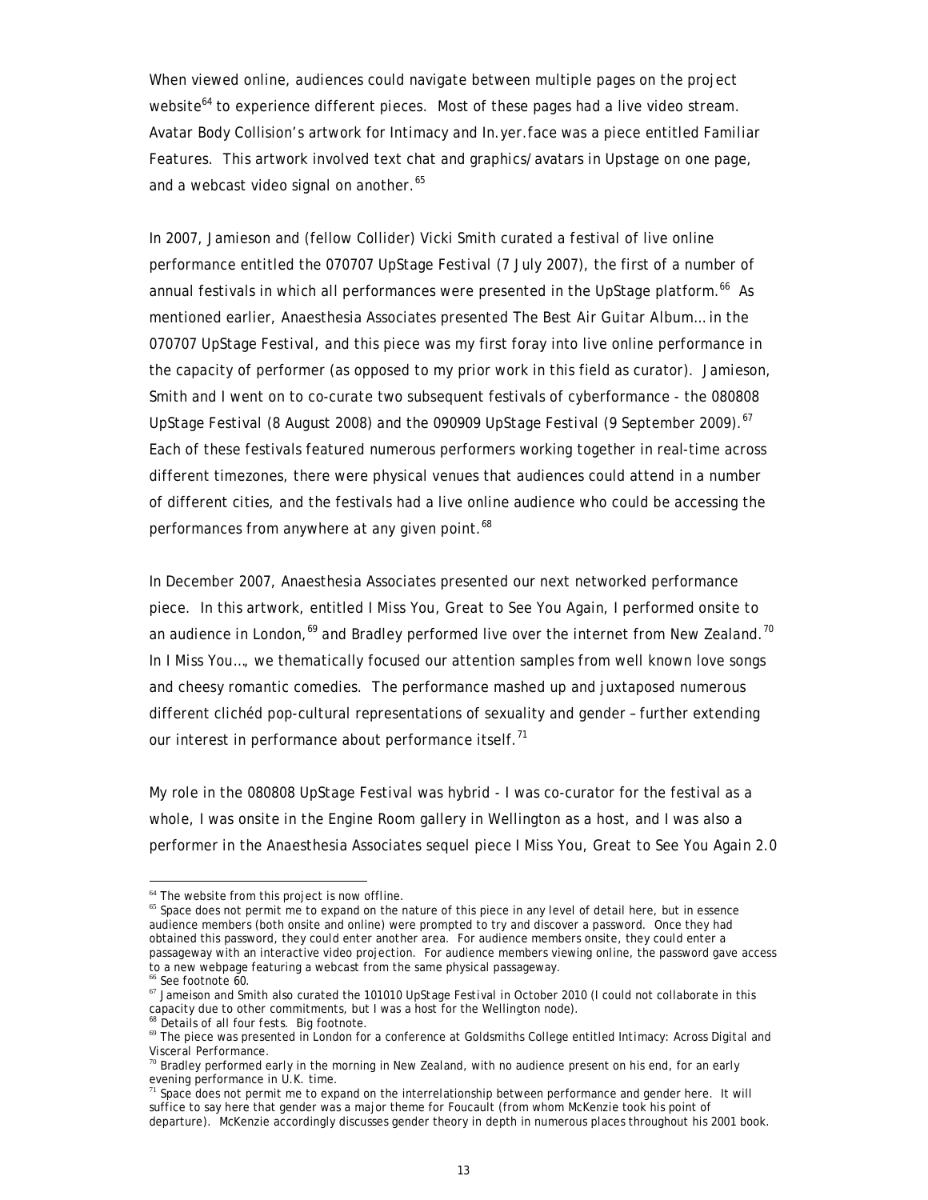When viewed online, audiences could navigate between multiple pages on the project website[64] to experience different pieces. Most of these pages had a live video stream. Avatar Body Collision's artwork for *Intimacy* and *In.yer.face* was a piece entitled *Familiar Features*. This artwork involved text chat and graphics/avatars in Upstage on one page, and a webcast video signal on another.[65]

In 2007, Jamieson and (fellow Collider) Vicki Smith curated a festival of live online performance entitled the *070707 UpStage Festival* (7 July 2007), the first of a number of annual festivals in which all performances were presented in the UpStage platform.[66] As mentioned earlier, Anaesthesia Associates presented *The Best Air Guitar Album…* in the *070707 UpStage Festival*, and this piece was my first foray into live online performance in the capacity of performer (as opposed to my prior work in this field as curator). Jamieson, Smith and I went on to co-curate two subsequent festivals of cyberformance - the *080808 UpStage Festival* (8 August 2008) and the *090909 UpStage Festival* (9 September 2009).[67] Each of these festivals featured numerous performers working together in real-time across different timezones, there were physical venues that audiences could attend in a number of different cities, and the festivals had a live online audience who could be accessing the performances from anywhere at any given point.[68]

In December 2007, Anaesthesia Associates presented our next networked performance piece. In this artwork, entitled *I Miss You, Great to See You Again*, I performed onsite to an audience in London,[69] and Bradley performed live over the internet from New Zealand.[70] In *I Miss You…*, we thematically focused our attention samples from well known love songs and cheesy romantic comedies. The performance mashed up and juxtaposed numerous different clichéd pop-cultural representations of sexuality and gender – further extending our interest in performance about performance itself.[71]

My role in the *080808 UpStage Festival* was hybrid - I was co-curator for the festival as a whole, I was onsite in the Engine Room gallery in Wellington as a host, and I was also a performer in the Anaesthesia Associates sequel piece *I Miss You, Great to See You Again 2.0*

---

[64] The website from this project is now offline.

[65] Space does not permit me to expand on the nature of this piece in any level of detail here, but in essence audience members (both onsite and online) were prompted to try and discover a password. Once they had obtained this password, they could enter another area. For audience members onsite, they could enter a passageway with an interactive video projection. For audience members viewing online, the password gave access to a new webpage featuring a webcast from the same physical passageway.

[66] See footnote 60.

[67] Jameieson and Smith also curated the *101010 UpStage Festival* in October 2010 (I could not collaborate in this capacity due to other commitments, but I was a host for the Wellington node).

[68] Details of all four fests. Big footnote.

[69] The piece was presented in London for a conference at Goldsmiths College entitled *Intimacy: Across Digital and Visceral Performance*.

[70] Bradley performed early in the morning in New Zealand, with no audience present on his end, for an early evening performance in U.K. time.

[71] Space does not permit me to expand on the interrelationship between performance and gender here. It will suffice to say here that gender was a major theme for Foucault (from whom McKenzie took his point of departure). McKenzie accordingly discusses gender theory in depth in numerous places throughout his 2001 book.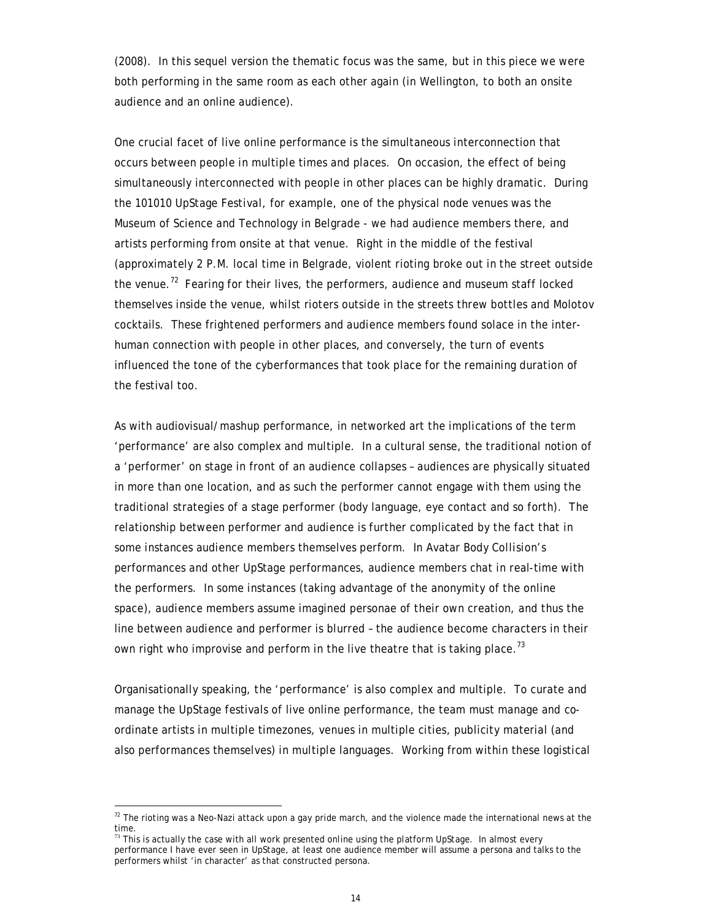(2008). In this sequel version the thematic focus was the same, but in this piece we were both performing in the same room as each other again (in Wellington, to both an onsite audience and an online audience).

One crucial facet of live online performance is the simultaneous interconnection that occurs between people in multiple times and places. On occasion, the effect of being simultaneously interconnected with people in other places can be highly dramatic. During the 101010 UpStage Festival, for example, one of the physical node venues was the Museum of Science and Technology in Belgrade - we had audience members there, and artists performing from onsite at that venue. Right in the middle of the festival (approximately 2 P.M. local time in Belgrade, violent rioting broke out in the street outside the venue.[72] Fearing for their lives, the performers, audience and museum staff locked themselves inside the venue, whilst rioters outside in the streets threw bottles and Molotov cocktails. These frightened performers and audience members found solace in the inter-human connection with people in other places, and conversely, the turn of events influenced the tone of the cyberformances that took place for the remaining duration of the festival too.

As with audiovisual/mashup performance, in networked art the implications of the term 'performance' are also complex and multiple. In a cultural sense, the traditional notion of a 'performer' on stage in front of an audience collapses – audiences are physically situated in more than one location, and as such the performer cannot engage with them using the traditional strategies of a stage performer (body language, eye contact and so forth). The relationship between performer and audience is further complicated by the fact that in some instances audience members themselves perform. In Avatar Body Collision's performances and other UpStage performances, audience members chat in real-time with the performers. In some instances (taking advantage of the anonymity of the online space), audience members assume imagined personae of their own creation, and thus the line between audience and performer is blurred – the audience become characters in their own right who improvise and perform in the live theatre that is taking place.[73]

Organisationally speaking, the 'performance' is also complex and multiple. To curate and manage the UpStage festivals of live online performance, the team must manage and co-ordinate artists in multiple timezones, venues in multiple cities, publicity material (and also performances themselves) in multiple languages. Working from within these logistical

---

[72] The rioting was a Neo-Nazi attack upon a gay pride march, and the violence made the international news at the time.

[73] This is actually the case with all work presented online using the platform UpStage. In almost every performance I have ever seen in UpStage, at least one audience member will assume a persona and talks to the performers whilst 'in character' as that constructed persona.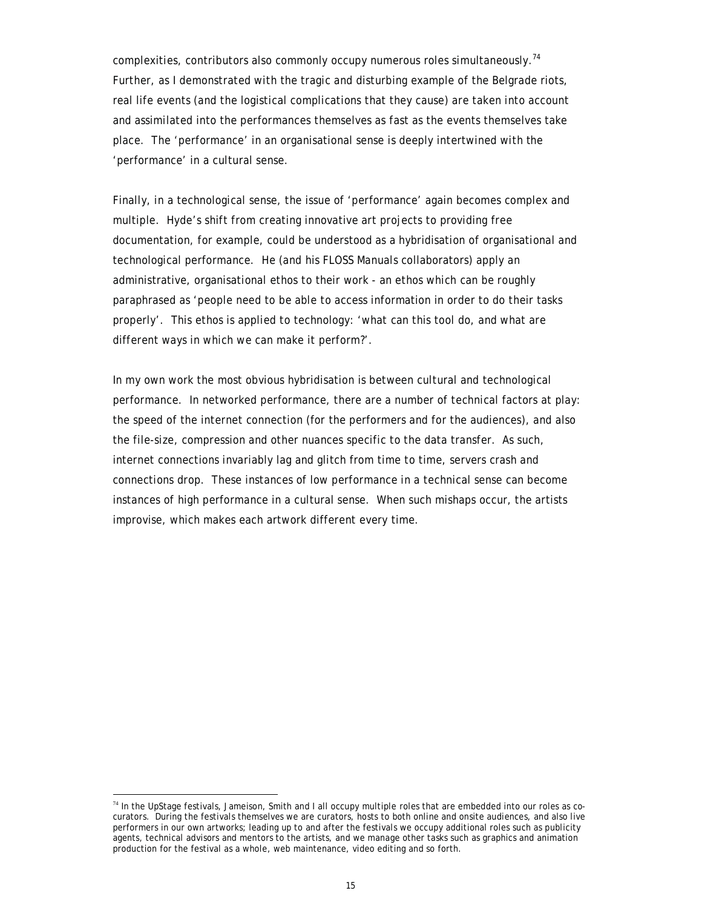complexities, contributors also commonly occupy numerous roles simultaneously.[74] Further, as I demonstrated with the tragic and disturbing example of the Belgrade riots, real life events (and the logistical complications that they cause) are taken into account and assimilated into the performances themselves as fast as the events themselves take place. The 'performance' in an organisational sense is deeply intertwined with the 'performance' in a cultural sense.

Finally, in a technological sense, the issue of 'performance' again becomes complex and multiple. Hyde's shift from creating innovative art projects to providing free documentation, for example, could be understood as a hybridisation of organisational and technological performance. He (and his FLOSS Manuals collaborators) apply an administrative, organisational ethos to their work - an ethos which can be roughly paraphrased as 'people need to be able to access information in order to do their tasks properly'. This ethos is applied to technology: 'what can this tool do, and what are different ways in which we can make it perform?'.

In my own work the most obvious hybridisation is between cultural and technological performance. In networked performance, there are a number of technical factors at play: the speed of the internet connection (for the performers and for the audiences), and also the file-size, compression and other nuances specific to the data transfer. As such, internet connections invariably lag and glitch from time to time, servers crash and connections drop. These instances of low performance in a technical sense can become instances of high performance in a cultural sense. When such mishaps occur, the artists improvise, which makes each artwork different every time.

---

[74] In the UpStage festivals, Jameison, Smith and I all occupy multiple roles that are embedded into our roles as co-curators. During the festivals themselves we are curators, hosts to both online and onsite audiences, and also live performers in our own artworks; leading up to and after the festivals we occupy additional roles such as publicity agents, technical advisors and mentors to the artists, and we manage other tasks such as graphics and animation production for the festival as a whole, web maintenance, video editing and so forth.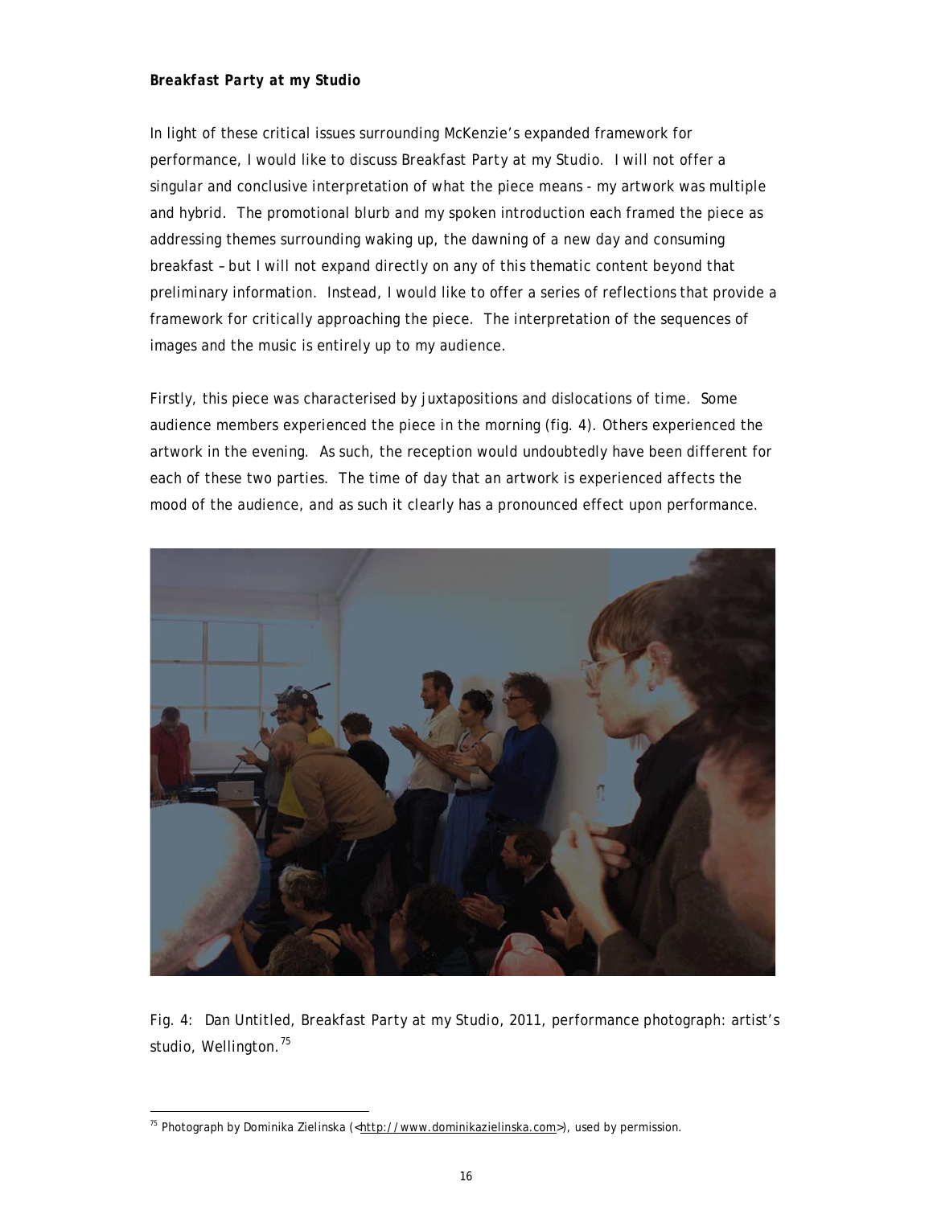### ***Breakfast Party at my Studio***

In light of these critical issues surrounding McKenzie's expanded framework for performance, I would like to discuss *Breakfast Party at my Studio*. I will not offer a singular and conclusive interpretation of what the piece means - my artwork was multiple and hybrid. The promotional blurb and my spoken introduction each framed the piece as addressing themes surrounding waking up, the dawning of a new day and consuming breakfast – but I will not expand directly on any of this thematic content beyond that preliminary information. Instead, I would like to offer a series of reflections that provide a framework for critically approaching the piece. The interpretation of the sequences of images and the music is entirely up to my audience.

Firstly, this piece was characterised by juxtapositions and dislocations of time. Some audience members experienced the piece in the morning (fig. 4). Others experienced the artwork in the evening. As such, the reception would undoubtedly have been different for each of these two parties. The time of day that an artwork is experienced affects the mood of the audience, and as such it clearly has a pronounced effect upon performance.

Fig. 4: Dan Untitled, *Breakfast Party at my Studio*, 2011, performance photograph: artist's studio, Wellington.[75]

[75] Photograph by Dominika Zielinska (<http://www.dominikazielinska.com>), used by permission.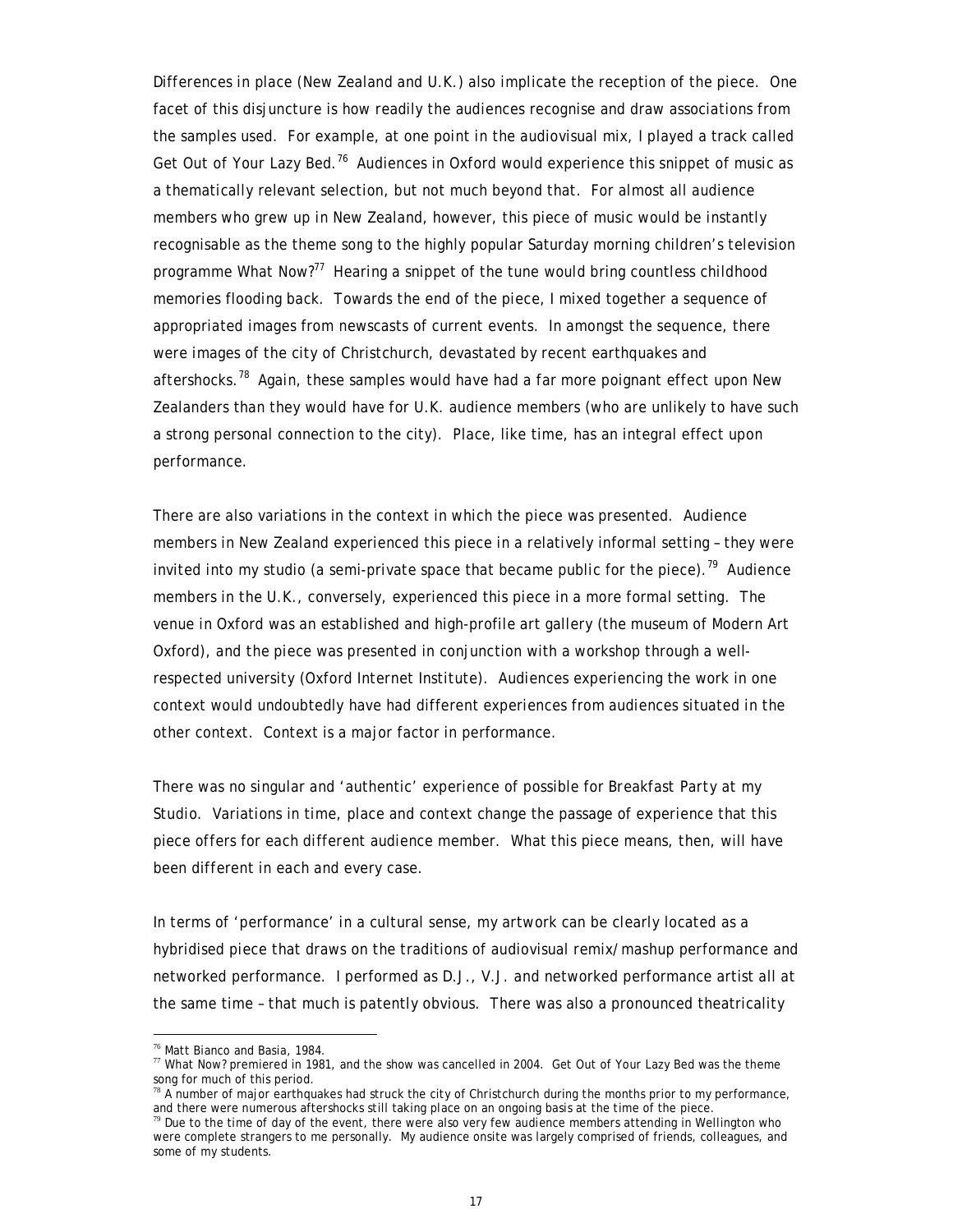Differences in place (New Zealand and U.K.) also implicate the reception of the piece. One facet of this disjuncture is how readily the audiences recognise and draw associations from the samples used. For example, at one point in the audiovisual mix, I played a track called Get Out of Your Lazy Bed.[76] Audiences in Oxford would experience this snippet of music as a thematically relevant selection, but not much beyond that. For almost all audience members who grew up in New Zealand, however, this piece of music would be instantly recognisable as the theme song to the highly popular Saturday morning children's television programme *What Now?*[77] Hearing a snippet of the tune would bring countless childhood memories flooding back. Towards the end of the piece, I mixed together a sequence of appropriated images from newscasts of current events. In amongst the sequence, there were images of the city of Christchurch, devastated by recent earthquakes and aftershocks.[78] Again, these samples would have had a far more poignant effect upon New Zealanders than they would have for U.K. audience members (who are unlikely to have such a strong personal connection to the city). Place, like time, has an integral effect upon performance.

There are also variations in the context in which the piece was presented. Audience members in New Zealand experienced this piece in a relatively informal setting – they were invited into my studio (a semi-private space that became public for the piece).[79] Audience members in the U.K., conversely, experienced this piece in a more formal setting. The venue in Oxford was an established and high-profile art gallery (the museum of Modern Art Oxford), and the piece was presented in conjunction with a workshop through a well-respected university (Oxford Internet Institute). Audiences experiencing the work in one context would undoubtedly have had different experiences from audiences situated in the other context. Context is a major factor in performance.

There was no singular and 'authentic' experience of possible for *Breakfast Party at my Studio*. Variations in time, place and context change the passage of experience that this piece offers for each different audience member. What this piece means, then, will have been different in each and every case.

In terms of 'performance' in a cultural sense, my artwork can be clearly located as a hybridised piece that draws on the traditions of audiovisual remix/mashup performance and networked performance. I performed as D.J., V.J. and networked performance artist all at the same time – that much is patently obvious. There was also a pronounced theatricality

---

[76] Matt Bianco and Basia, 1984.

[77] *What Now?* premiered in 1981, and the show was cancelled in 2004. Get Out of Your Lazy Bed was the theme song for much of this period.

[78] A number of major earthquakes had struck the city of Christchurch during the months prior to my performance, and there were numerous aftershocks still taking place on an ongoing basis at the time of the piece.

[79] Due to the time of day of the event, there were also very few audience members attending in Wellington who were complete strangers to me personally. My audience onsite was largely comprised of friends, colleagues, and some of my students.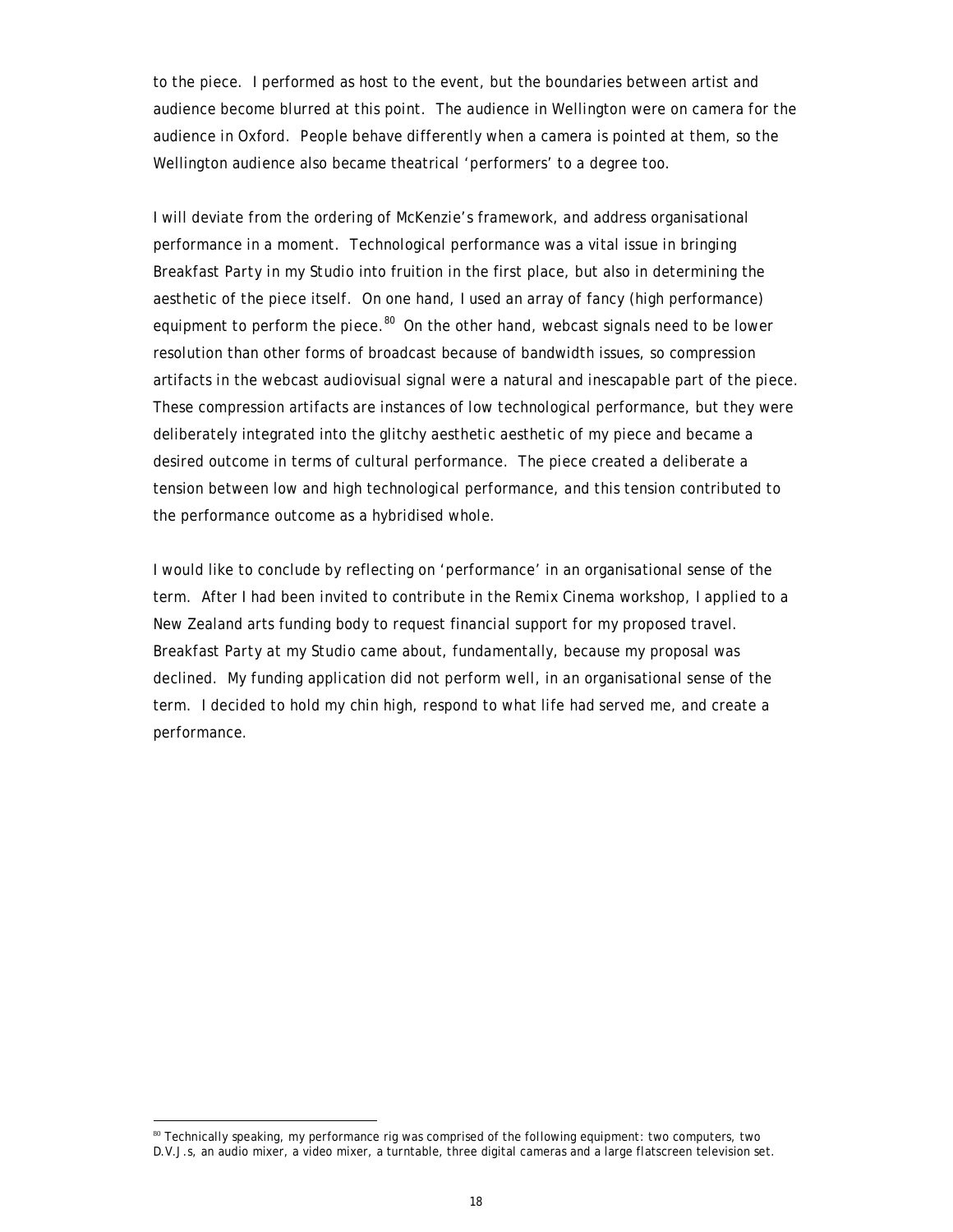to the piece. I performed as host to the event, but the boundaries between artist and audience become blurred at this point. The audience in Wellington were on camera for the audience in Oxford. People behave differently when a camera is pointed at them, so the Wellington audience also became theatrical 'performers' to a degree too.

I will deviate from the ordering of McKenzie's framework, and address organisational performance in a moment. Technological performance was a vital issue in bringing *Breakfast Party in my Studio* into fruition in the first place, but also in determining the aesthetic of the piece itself. On one hand, I used an array of fancy (high performance) equipment to perform the piece.[80] On the other hand, webcast signals need to be lower resolution than other forms of broadcast because of bandwidth issues, so compression artifacts in the webcast audiovisual signal were a natural and inescapable part of the piece. These compression artifacts are instances of low technological performance, but they were deliberately integrated into the glitchy aesthetic aesthetic of my piece and became a desired outcome in terms of cultural performance. The piece created a deliberate a tension between low and high technological performance, and this tension contributed to the performance outcome as a hybridised whole.

I would like to conclude by reflecting on 'performance' in an organisational sense of the term. After I had been invited to contribute in the Remix Cinema workshop, I applied to a New Zealand arts funding body to request financial support for my proposed travel. *Breakfast Party at my Studio* came about, fundamentally, because my proposal was declined. My funding application did not perform well, in an organisational sense of the term. I decided to hold my chin high, respond to what life had served me, and create a performance.

[80] Technically speaking, my performance rig was comprised of the following equipment: two computers, two D.V.J.s, an audio mixer, a video mixer, a turntable, three digital cameras and a large flatscreen television set.